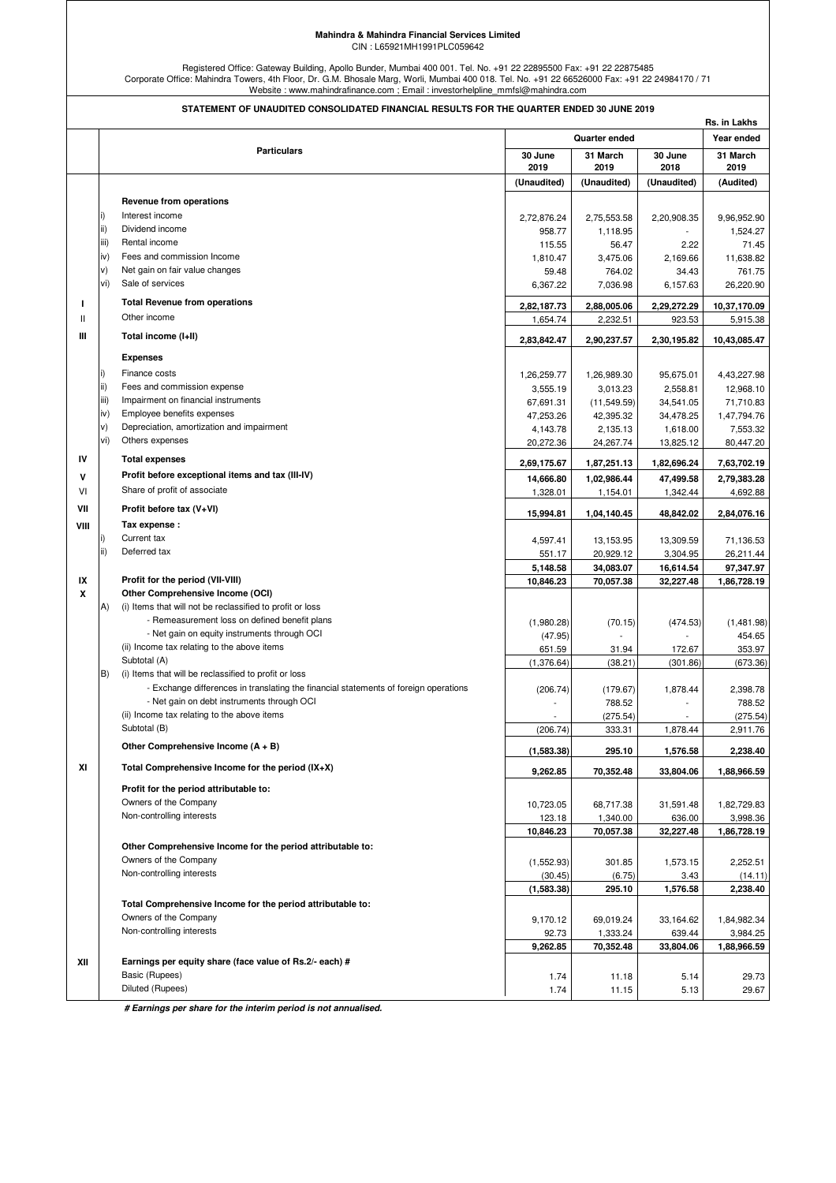**Mahindra & Mahindra Financial Services Limited**
CIN : L65921MH1991PLC059642

Registered Office: Gateway Building, Apollo Bunder, Mumbai 400 001. Tel. No. +91 22 22895500 Fax: +91 22 22875485
Corporate Office: Mahindra Towers, 4th Floor, Dr. G.M. Bhosale Marg, Worli, Mumbai 400 018. Tel. No. +91 22 66526000 Fax: +91 22 24984170 / 71
Website : www.mahindrafinance.com ; Email : investorhelpline_mmfsl@mahindra.com

**STATEMENT OF UNAUDITED CONSOLIDATED FINANCIAL RESULTS FOR THE QUARTER ENDED 30 JUNE 2019**

Rs. in Lakhs

| | | Particulars | Quarter ended | | | Year ended |
|---|---|---|---|---|---|---|
| | | | 30 June 2019 | 31 March 2019 | 30 June 2018 | 31 March 2019 |
| | | | (Unaudited) | (Unaudited) | (Unaudited) | (Audited) |
| | | **Revenue from operations** | | | | |
| | i) | Interest income | 2,72,876.24 | 2,75,553.58 | 2,20,908.35 | 9,96,952.90 |
| | ii) | Dividend income | 958.77 | 1,118.95 | - | 1,524.27 |
| | iii) | Rental income | 115.55 | 56.47 | 2.22 | 71.45 |
| | iv) | Fees and commission Income | 1,810.47 | 3,475.06 | 2,169.66 | 11,638.82 |
| | v) | Net gain on fair value changes | 59.48 | 764.02 | 34.43 | 761.75 |
| | vi) | Sale of services | 6,367.22 | 7,036.98 | 6,157.63 | 26,220.90 |
| I | | **Total Revenue from operations** | 2,82,187.73 | 2,88,005.06 | 2,29,272.29 | 10,37,170.09 |
| II | | Other income | 1,654.74 | 2,232.51 | 923.53 | 5,915.38 |
| III | | **Total income (I+II)** | 2,83,842.47 | 2,90,237.57 | 2,30,195.82 | 10,43,085.47 |
| | | **Expenses** | | | | |
| | i) | Finance costs | 1,26,259.77 | 1,26,989.30 | 95,675.01 | 4,43,227.98 |
| | ii) | Fees and commission expense | 3,555.19 | 3,013.23 | 2,558.81 | 12,968.10 |
| | iii) | Impairment on financial instruments | 67,691.31 | (11,549.59) | 34,541.05 | 71,710.83 |
| | iv) | Employee benefits expenses | 47,253.26 | 42,395.32 | 34,478.25 | 1,47,794.76 |
| | v) | Depreciation, amortization and impairment | 4,143.78 | 2,135.13 | 1,618.00 | 7,553.32 |
| | vi) | Others expenses | 20,272.36 | 24,267.74 | 13,825.12 | 80,447.20 |
| IV | | **Total expenses** | 2,69,175.67 | 1,87,251.13 | 1,82,696.24 | 7,63,702.19 |
| V | | **Profit before exceptional items and tax (III-IV)** | 14,666.80 | 1,02,986.44 | 47,499.58 | 2,79,383.28 |
| VI | | Share of profit of associate | 1,328.01 | 1,154.01 | 1,342.44 | 4,692.88 |
| VII | | **Profit before tax (V+VI)** | 15,994.81 | 1,04,140.45 | 48,842.02 | 2,84,076.16 |
| VIII | | **Tax expense :** | | | | |
| | i) | Current tax | 4,597.41 | 13,153.95 | 13,309.59 | 71,136.53 |
| | ii) | Deferred tax | 551.17 | 20,929.12 | 3,304.95 | 26,211.44 |
| | | | 5,148.58 | 34,083.07 | 16,614.54 | 97,347.97 |
| IX | | **Profit for the period (VII-VIII)** | 10,846.23 | 70,057.38 | 32,227.48 | 1,86,728.19 |
| X | | **Other Comprehensive Income (OCI)** | | | | |
| | A) | (i) Items that will not be reclassified to profit or loss | | | | |
| | | - Remeasurement loss on defined benefit plans | (1,980.28) | (70.15) | (474.53) | (1,481.98) |
| | | - Net gain on equity instruments through OCI | (47.95) | - | - | 454.65 |
| | | (ii) Income tax relating to the above items | 651.59 | 31.94 | 172.67 | 353.97 |
| | | Subtotal (A) | (1,376.64) | (38.21) | (301.86) | (673.36) |
| | B) | (i) Items that will be reclassified to profit or loss | | | | |
| | | - Exchange differences in translating the financial statements of foreign operations | (206.74) | (179.67) | 1,878.44 | 2,398.78 |
| | | - Net gain on debt instruments through OCI | - | 788.52 | - | 788.52 |
| | | (ii) Income tax relating to the above items | - | (275.54) | - | (275.54) |
| | | Subtotal (B) | (206.74) | 333.31 | 1,878.44 | 2,911.76 |
| | | **Other Comprehensive Income (A + B)** | (1,583.38) | 295.10 | 1,576.58 | 2,238.40 |
| XI | | **Total Comprehensive Income for the period (IX+X)** | 9,262.85 | 70,352.48 | 33,804.06 | 1,88,966.59 |
| | | **Profit for the period attributable to:** | | | | |
| | | Owners of the Company | 10,723.05 | 68,717.38 | 31,591.48 | 1,82,729.83 |
| | | Non-controlling interests | 123.18 | 1,340.00 | 636.00 | 3,998.36 |
| | | | 10,846.23 | 70,057.38 | 32,227.48 | 1,86,728.19 |
| | | **Other Comprehensive Income for the period attributable to:** | | | | |
| | | Owners of the Company | (1,552.93) | 301.85 | 1,573.15 | 2,252.51 |
| | | Non-controlling interests | (30.45) | (6.75) | 3.43 | (14.11) |
| | | | (1,583.38) | 295.10 | 1,576.58 | 2,238.40 |
| | | **Total Comprehensive Income for the period attributable to:** | | | | |
| | | Owners of the Company | 9,170.12 | 69,019.24 | 33,164.62 | 1,84,982.34 |
| | | Non-controlling interests | 92.73 | 1,333.24 | 639.44 | 3,984.25 |
| | | | 9,262.85 | 70,352.48 | 33,804.06 | 1,88,966.59 |
| XII | | **Earnings per equity share (face value of Rs.2/- each) #** | | | | |
| | | Basic (Rupees) | 1.74 | 11.18 | 5.14 | 29.73 |
| | | Diluted (Rupees) | 1.74 | 11.15 | 5.13 | 29.67 |

***# Earnings per share for the interim period is not annualised.***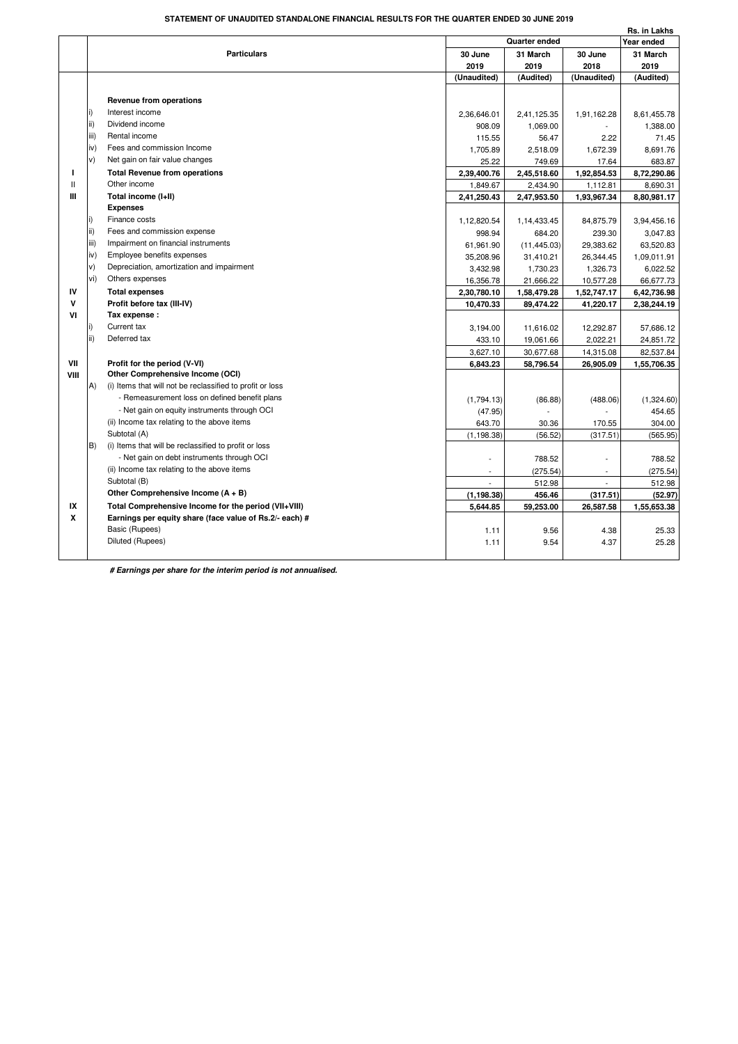**STATEMENT OF UNAUDITED STANDALONE FINANCIAL RESULTS FOR THE QUARTER ENDED 30 JUNE 2019**

Rs. in Lakhs

| | | Particulars | Quarter ended | | | Year ended |
|---|---|---|---|---|---|---|
| | | | 30 June 2019 | 31 March 2019 | 30 June 2018 | 31 March 2019 |
| | | | (Unaudited) | (Audited) | (Unaudited) | (Audited) |
| | | **Revenue from operations** | | | | |
| | i) | Interest income | 2,36,646.01 | 2,41,125.35 | 1,91,162.28 | 8,61,455.78 |
| | ii) | Dividend income | 908.09 | 1,069.00 | - | 1,388.00 |
| | iii) | Rental income | 115.55 | 56.47 | 2.22 | 71.45 |
| | iv) | Fees and commission Income | 1,705.89 | 2,518.09 | 1,672.39 | 8,691.76 |
| | v) | Net gain on fair value changes | 25.22 | 749.69 | 17.64 | 683.87 |
| I | | **Total Revenue from operations** | **2,39,400.76** | **2,45,518.60** | **1,92,854.53** | **8,72,290.86** |
| II | | Other income | 1,849.67 | 2,434.90 | 1,112.81 | 8,690.31 |
| III | | **Total income (I+II)** | **2,41,250.43** | **2,47,953.50** | **1,93,967.34** | **8,80,981.17** |
| | | **Expenses** | | | | |
| | i) | Finance costs | 1,12,820.54 | 1,14,433.45 | 84,875.79 | 3,94,456.16 |
| | ii) | Fees and commission expense | 998.94 | 684.20 | 239.30 | 3,047.83 |
| | iii) | Impairment on financial instruments | 61,961.90 | (11,445.03) | 29,383.62 | 63,520.83 |
| | iv) | Employee benefits expenses | 35,208.96 | 31,410.21 | 26,344.45 | 1,09,011.91 |
| | v) | Depreciation, amortization and impairment | 3,432.98 | 1,730.23 | 1,326.73 | 6,022.52 |
| | vi) | Others expenses | 16,356.78 | 21,666.22 | 10,577.28 | 66,677.73 |
| IV | | **Total expenses** | **2,30,780.10** | **1,58,479.28** | **1,52,747.17** | **6,42,736.98** |
| V | | **Profit before tax (III-IV)** | **10,470.33** | **89,474.22** | **41,220.17** | **2,38,244.19** |
| VI | | **Tax expense :** | | | | |
| | i) | Current tax | 3,194.00 | 11,616.02 | 12,292.87 | 57,686.12 |
| | ii) | Deferred tax | 433.10 | 19,061.66 | 2,022.21 | 24,851.72 |
| | | | 3,627.10 | 30,677.68 | 14,315.08 | 82,537.84 |
| VII | | **Profit for the period (V-VI)** | **6,843.23** | **58,796.54** | **26,905.09** | **1,55,706.35** |
| VIII | | **Other Comprehensive Income (OCI)** | | | | |
| | A) | (i) Items that will not be reclassified to profit or loss | | | | |
| | | - Remeasurement loss on defined benefit plans | (1,794.13) | (86.88) | (488.06) | (1,324.60) |
| | | - Net gain on equity instruments through OCI | (47.95) | - | - | 454.65 |
| | | (ii) Income tax relating to the above items | 643.70 | 30.36 | 170.55 | 304.00 |
| | | Subtotal (A) | (1,198.38) | (56.52) | (317.51) | (565.95) |
| | B) | (i) Items that will be reclassified to profit or loss | | | | |
| | | - Net gain on debt instruments through OCI | - | 788.52 | - | 788.52 |
| | | (ii) Income tax relating to the above items | - | (275.54) | - | (275.54) |
| | | Subtotal (B) | - | 512.98 | - | 512.98 |
| | | **Other Comprehensive Income (A + B)** | **(1,198.38)** | **456.46** | **(317.51)** | **(52.97)** |
| IX | | **Total Comprehensive Income for the period (VII+VIII)** | **5,644.85** | **59,253.00** | **26,587.58** | **1,55,653.38** |
| X | | **Earnings per equity share (face value of Rs.2/- each) #** | | | | |
| | | Basic (Rupees) | 1.11 | 9.56 | 4.38 | 25.33 |
| | | Diluted (Rupees) | 1.11 | 9.54 | 4.37 | 25.28 |

***# Earnings per share for the interim period is not annualised.***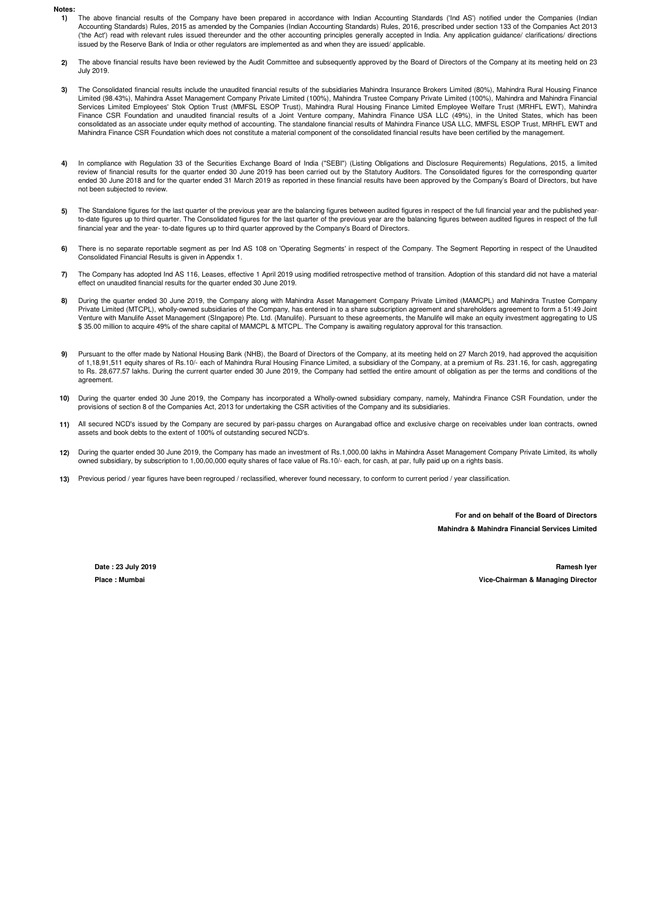**Notes:**

1) The above financial results of the Company have been prepared in accordance with Indian Accounting Standards ('Ind AS') notified under the Companies (Indian Accounting Standards) Rules, 2015 as amended by the Companies (Indian Accounting Standards) Rules, 2016, prescribed under section 133 of the Companies Act 2013 ('the Act') read with relevant rules issued thereunder and the other accounting principles generally accepted in India. Any application guidance/ clarifications/ directions issued by the Reserve Bank of India or other regulators are implemented as and when they are issued/ applicable.

2) The above financial results have been reviewed by the Audit Committee and subsequently approved by the Board of Directors of the Company at its meeting held on 23 July 2019.

3) The Consolidated financial results include the unaudited financial results of the subsidiaries Mahindra Insurance Brokers Limited (80%), Mahindra Rural Housing Finance Limited (98.43%), Mahindra Asset Management Company Private Limited (100%), Mahindra Trustee Company Private Limited (100%), Mahindra and Mahindra Financial Services Limited Employees' Stok Option Trust (MMFSL ESOP Trust), Mahindra Rural Housing Finance Limited Employee Welfare Trust (MRHFL EWT), Mahindra Finance CSR Foundation and unaudited financial results of a Joint Venture company, Mahindra Finance USA LLC (49%), in the United States, which has been consolidated as an associate under equity method of accounting. The standalone financial results of Mahindra Finance USA LLC, MMFSL ESOP Trust, MRHFL EWT and Mahindra Finance CSR Foundation which does not constitute a material component of the consolidated financial results have been certified by the management.

4) In compliance with Regulation 33 of the Securities Exchange Board of India ("SEBI") (Listing Obligations and Disclosure Requirements) Regulations, 2015, a limited review of financial results for the quarter ended 30 June 2019 has been carried out by the Statutory Auditors. The Consolidated figures for the corresponding quarter ended 30 June 2018 and for the quarter ended 31 March 2019 as reported in these financial results have been approved by the Company's Board of Directors, but have not been subjected to review.

5) The Standalone figures for the last quarter of the previous year are the balancing figures between audited figures in respect of the full financial year and the published year-to-date figures up to third quarter. The Consolidated figures for the last quarter of the previous year are the balancing figures between audited figures in respect of the full financial year and the year- to-date figures up to third quarter approved by the Company's Board of Directors.

6) There is no separate reportable segment as per Ind AS 108 on 'Operating Segments' in respect of the Company. The Segment Reporting in respect of the Unaudited Consolidated Financial Results is given in Appendix 1.

7) The Company has adopted Ind AS 116, Leases, effective 1 April 2019 using modified retrospective method of transition. Adoption of this standard did not have a material effect on unaudited financial results for the quarter ended 30 June 2019.

8) During the quarter ended 30 June 2019, the Company along with Mahindra Asset Management Company Private Limited (MAMCPL) and Mahindra Trustee Company Private Limited (MTCPL), wholly-owned subsidiaries of the Company, has entered in to a share subscription agreement and shareholders agreement to form a 51:49 Joint Venture with Manulife Asset Management (SIngapore) Pte. Ltd. (Manulife). Pursuant to these agreements, the Manulife will make an equity investment aggregating to US $ 35.00 million to acquire 49% of the share capital of MAMCPL & MTCPL. The Company is awaiting regulatory approval for this transaction.

9) Pursuant to the offer made by National Housing Bank (NHB), the Board of Directors of the Company, at its meeting held on 27 March 2019, had approved the acquisition of 1,18,91,511 equity shares of Rs.10/- each of Mahindra Rural Housing Finance Limited, a subsidiary of the Company, at a premium of Rs. 231.16, for cash, aggregating to Rs. 28,677.57 lakhs. During the current quarter ended 30 June 2019, the Company had settled the entire amount of obligation as per the terms and conditions of the agreement.

10) During the quarter ended 30 June 2019, the Company has incorporated a Wholly-owned subsidiary company, namely, Mahindra Finance CSR Foundation, under the provisions of section 8 of the Companies Act, 2013 for undertaking the CSR activities of the Company and its subsidiaries.

11) All secured NCD's issued by the Company are secured by pari-passu charges on Aurangabad office and exclusive charge on receivables under loan contracts, owned assets and book debts to the extent of 100% of outstanding secured NCD's.

12) During the quarter ended 30 June 2019, the Company has made an investment of Rs.1,000.00 lakhs in Mahindra Asset Management Company Private Limited, its wholly owned subsidiary, by subscription to 1,00,00,000 equity shares of face value of Rs.10/- each, for cash, at par, fully paid up on a rights basis.

13) Previous period / year figures have been regrouped / reclassified, wherever found necessary, to conform to current period / year classification.

**For and on behalf of the Board of Directors**

**Mahindra & Mahindra Financial Services Limited**

**Date : 23 July 2019**

**Place : Mumbai**

**Ramesh Iyer**

**Vice-Chairman & Managing Director**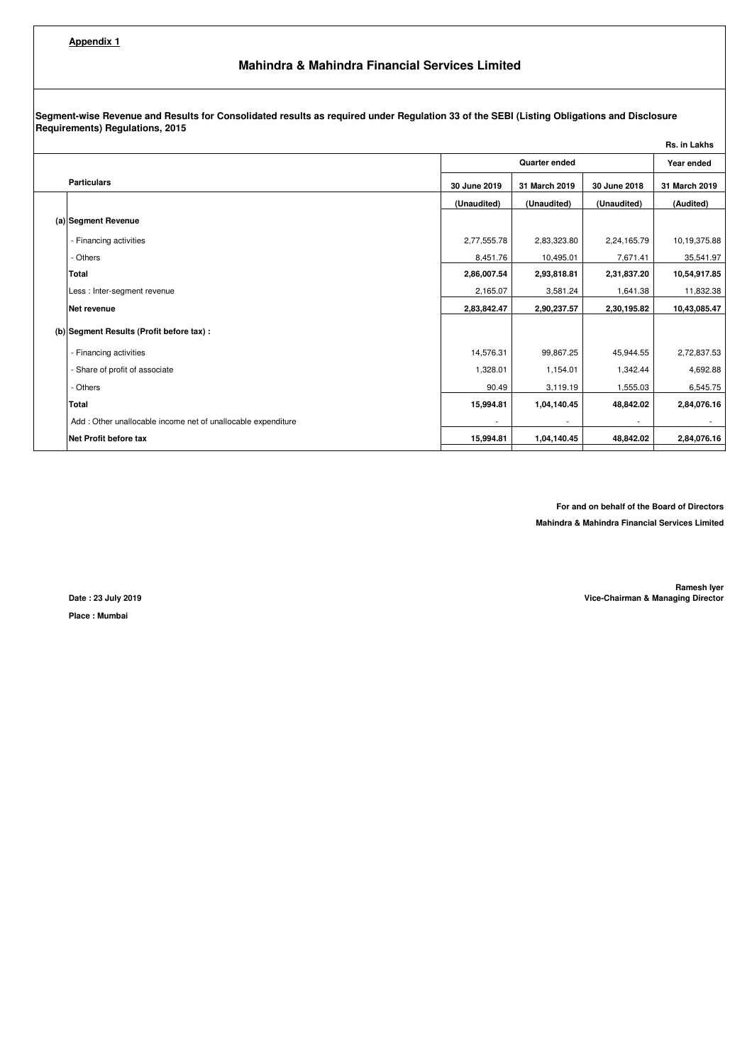**Appendix 1**

# Mahindra & Mahindra Financial Services Limited

**Segment-wise Revenue and Results for Consolidated results as required under Regulation 33 of the SEBI (Listing Obligations and Disclosure Requirements) Regulations, 2015**

**Rs. in Lakhs**

| | **Particulars** | **Quarter ended** | | | **Year ended** |
|---|---|---|---|---|---|
| | | **30 June 2019** | **31 March 2019** | **30 June 2018** | **31 March 2019** |
| | | **(Unaudited)** | **(Unaudited)** | **(Unaudited)** | **(Audited)** |
| **(a)** | **Segment Revenue** | | | | |
| | - Financing activities | 2,77,555.78 | 2,83,323.80 | 2,24,165.79 | 10,19,375.88 |
| | - Others | 8,451.76 | 10,495.01 | 7,671.41 | 35,541.97 |
| | **Total** | **2,86,007.54** | **2,93,818.81** | **2,31,837.20** | **10,54,917.85** |
| | Less : Inter-segment revenue | 2,165.07 | 3,581.24 | 1,641.38 | 11,832.38 |
| | **Net revenue** | **2,83,842.47** | **2,90,237.57** | **2,30,195.82** | **10,43,085.47** |
| **(b)** | **Segment Results (Profit before tax) :** | | | | |
| | - Financing activities | 14,576.31 | 99,867.25 | 45,944.55 | 2,72,837.53 |
| | - Share of profit of associate | 1,328.01 | 1,154.01 | 1,342.44 | 4,692.88 |
| | - Others | 90.49 | 3,119.19 | 1,555.03 | 6,545.75 |
| | **Total** | **15,994.81** | **1,04,140.45** | **48,842.02** | **2,84,076.16** |
| | Add : Other unallocable income net of unallocable expenditure | - | - | - | - |
| | **Net Profit before tax** | **15,994.81** | **1,04,140.45** | **48,842.02** | **2,84,076.16** |

**For and on behalf of the Board of Directors**

**Mahindra & Mahindra Financial Services Limited**

**Ramesh Iyer**
**Vice-Chairman & Managing Director**

**Date : 23 July 2019**

**Place : Mumbai**